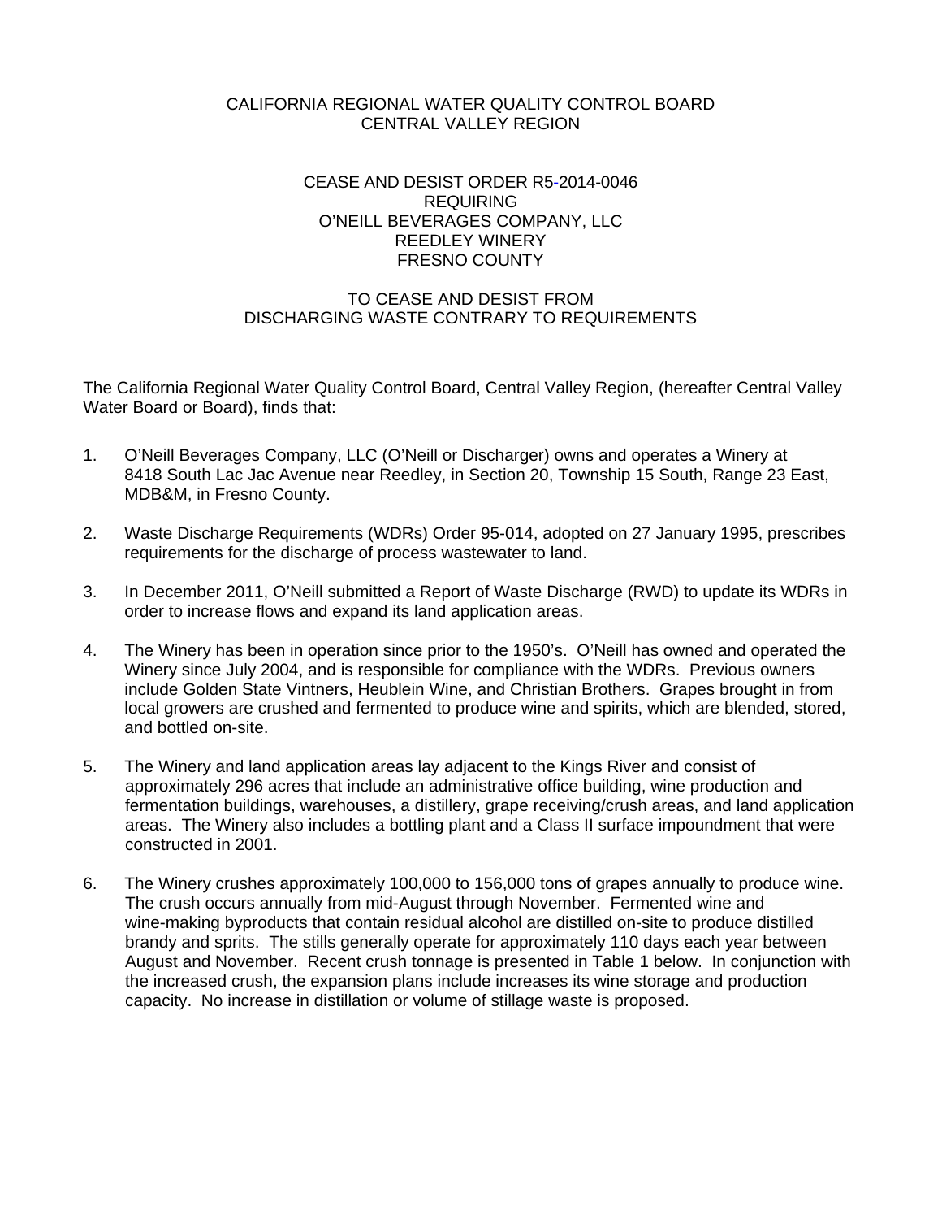CALIFORNIA REGIONAL WATER QUALITY CONTROL BOARD
CENTRAL VALLEY REGION

CEASE AND DESIST ORDER R5-2014-0046
REQUIRING
O'NEILL BEVERAGES COMPANY, LLC
REEDLEY WINERY
FRESNO COUNTY

TO CEASE AND DESIST FROM
DISCHARGING WASTE CONTRARY TO REQUIREMENTS

The California Regional Water Quality Control Board, Central Valley Region, (hereafter Central Valley Water Board or Board), finds that:

1. O'Neill Beverages Company, LLC (O'Neill or Discharger) owns and operates a Winery at 8418 South Lac Jac Avenue near Reedley, in Section 20, Township 15 South, Range 23 East, MDB&M, in Fresno County.

2. Waste Discharge Requirements (WDRs) Order 95-014, adopted on 27 January 1995, prescribes requirements for the discharge of process wastewater to land.

3. In December 2011, O'Neill submitted a Report of Waste Discharge (RWD) to update its WDRs in order to increase flows and expand its land application areas.

4. The Winery has been in operation since prior to the 1950's. O'Neill has owned and operated the Winery since July 2004, and is responsible for compliance with the WDRs. Previous owners include Golden State Vintners, Heublein Wine, and Christian Brothers. Grapes brought in from local growers are crushed and fermented to produce wine and spirits, which are blended, stored, and bottled on-site.

5. The Winery and land application areas lay adjacent to the Kings River and consist of approximately 296 acres that include an administrative office building, wine production and fermentation buildings, warehouses, a distillery, grape receiving/crush areas, and land application areas. The Winery also includes a bottling plant and a Class II surface impoundment that were constructed in 2001.

6. The Winery crushes approximately 100,000 to 156,000 tons of grapes annually to produce wine. The crush occurs annually from mid-August through November. Fermented wine and wine-making byproducts that contain residual alcohol are distilled on-site to produce distilled brandy and sprits. The stills generally operate for approximately 110 days each year between August and November. Recent crush tonnage is presented in Table 1 below. In conjunction with the increased crush, the expansion plans include increases its wine storage and production capacity. No increase in distillation or volume of stillage waste is proposed.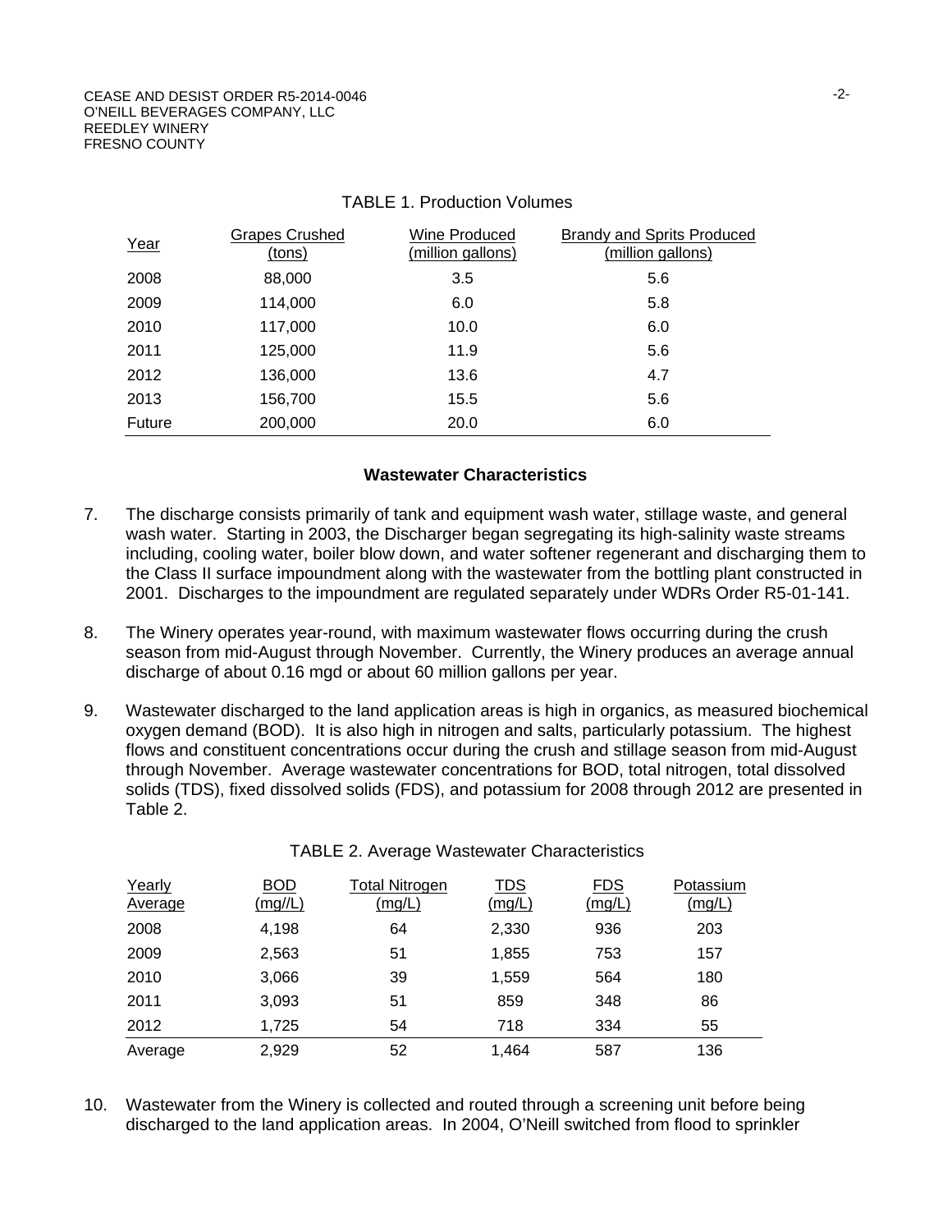TABLE 1. Production Volumes

| Year | Grapes Crushed (tons) | Wine Produced (million gallons) | Brandy and Sprits Produced (million gallons) |
|---|---|---|---|
| 2008 | 88,000 | 3.5 | 5.6 |
| 2009 | 114,000 | 6.0 | 5.8 |
| 2010 | 117,000 | 10.0 | 6.0 |
| 2011 | 125,000 | 11.9 | 5.6 |
| 2012 | 136,000 | 13.6 | 4.7 |
| 2013 | 156,700 | 15.5 | 5.6 |
| Future | 200,000 | 20.0 | 6.0 |

### Wastewater Characteristics

7. The discharge consists primarily of tank and equipment wash water, stillage waste, and general wash water. Starting in 2003, the Discharger began segregating its high-salinity waste streams including, cooling water, boiler blow down, and water softener regenerant and discharging them to the Class II surface impoundment along with the wastewater from the bottling plant constructed in 2001. Discharges to the impoundment are regulated separately under WDRs Order R5-01-141.

8. The Winery operates year-round, with maximum wastewater flows occurring during the crush season from mid-August through November. Currently, the Winery produces an average annual discharge of about 0.16 mgd or about 60 million gallons per year.

9. Wastewater discharged to the land application areas is high in organics, as measured biochemical oxygen demand (BOD). It is also high in nitrogen and salts, particularly potassium. The highest flows and constituent concentrations occur during the crush and stillage season from mid-August through November. Average wastewater concentrations for BOD, total nitrogen, total dissolved solids (TDS), fixed dissolved solids (FDS), and potassium for 2008 through 2012 are presented in Table 2.

TABLE 2. Average Wastewater Characteristics

| Yearly Average | BOD (mg//L) | Total Nitrogen (mg/L) | TDS (mg/L) | FDS (mg/L) | Potassium (mg/L) |
|---|---|---|---|---|---|
| 2008 | 4,198 | 64 | 2,330 | 936 | 203 |
| 2009 | 2,563 | 51 | 1,855 | 753 | 157 |
| 2010 | 3,066 | 39 | 1,559 | 564 | 180 |
| 2011 | 3,093 | 51 | 859 | 348 | 86 |
| 2012 | 1,725 | 54 | 718 | 334 | 55 |
| Average | 2,929 | 52 | 1,464 | 587 | 136 |

10. Wastewater from the Winery is collected and routed through a screening unit before being discharged to the land application areas. In 2004, O'Neill switched from flood to sprinkler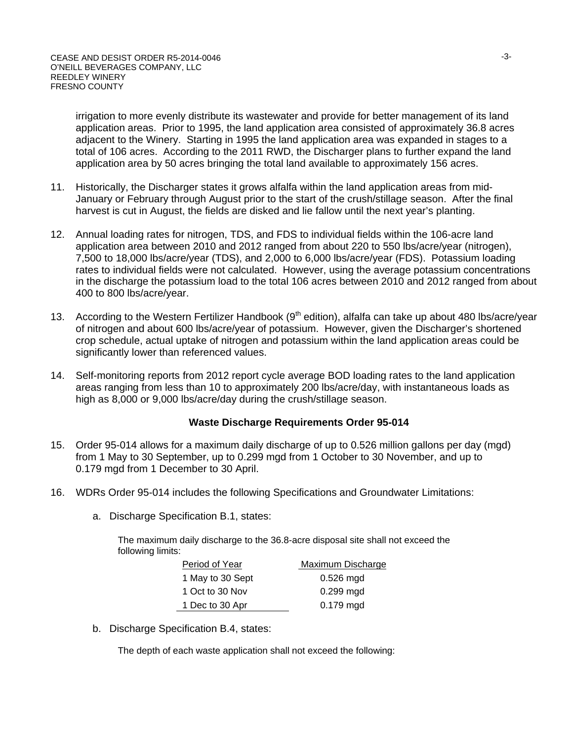irrigation to more evenly distribute its wastewater and provide for better management of its land application areas. Prior to 1995, the land application area consisted of approximately 36.8 acres adjacent to the Winery. Starting in 1995 the land application area was expanded in stages to a total of 106 acres. According to the 2011 RWD, the Discharger plans to further expand the land application area by 50 acres bringing the total land available to approximately 156 acres.

11. Historically, the Discharger states it grows alfalfa within the land application areas from mid-January or February through August prior to the start of the crush/stillage season. After the final harvest is cut in August, the fields are disked and lie fallow until the next year's planting.

12. Annual loading rates for nitrogen, TDS, and FDS to individual fields within the 106-acre land application area between 2010 and 2012 ranged from about 220 to 550 lbs/acre/year (nitrogen), 7,500 to 18,000 lbs/acre/year (TDS), and 2,000 to 6,000 lbs/acre/year (FDS). Potassium loading rates to individual fields were not calculated. However, using the average potassium concentrations in the discharge the potassium load to the total 106 acres between 2010 and 2012 ranged from about 400 to 800 lbs/acre/year.

13. According to the Western Fertilizer Handbook (9th edition), alfalfa can take up about 480 lbs/acre/year of nitrogen and about 600 lbs/acre/year of potassium. However, given the Discharger's shortened crop schedule, actual uptake of nitrogen and potassium within the land application areas could be significantly lower than referenced values.

14. Self-monitoring reports from 2012 report cycle average BOD loading rates to the land application areas ranging from less than 10 to approximately 200 lbs/acre/day, with instantaneous loads as high as 8,000 or 9,000 lbs/acre/day during the crush/stillage season.

## Waste Discharge Requirements Order 95-014

15. Order 95-014 allows for a maximum daily discharge of up to 0.526 million gallons per day (mgd) from 1 May to 30 September, up to 0.299 mgd from 1 October to 30 November, and up to 0.179 mgd from 1 December to 30 April.

16. WDRs Order 95-014 includes the following Specifications and Groundwater Limitations:

    a. Discharge Specification B.1, states:

    The maximum daily discharge to the 36.8-acre disposal site shall not exceed the following limits:

    | Period of Year | Maximum Discharge |
    |---|---|
    | 1 May to 30 Sept | 0.526 mgd |
    | 1 Oct to 30 Nov | 0.299 mgd |
    | 1 Dec to 30 Apr | 0.179 mgd |

    b. Discharge Specification B.4, states:

    The depth of each waste application shall not exceed the following: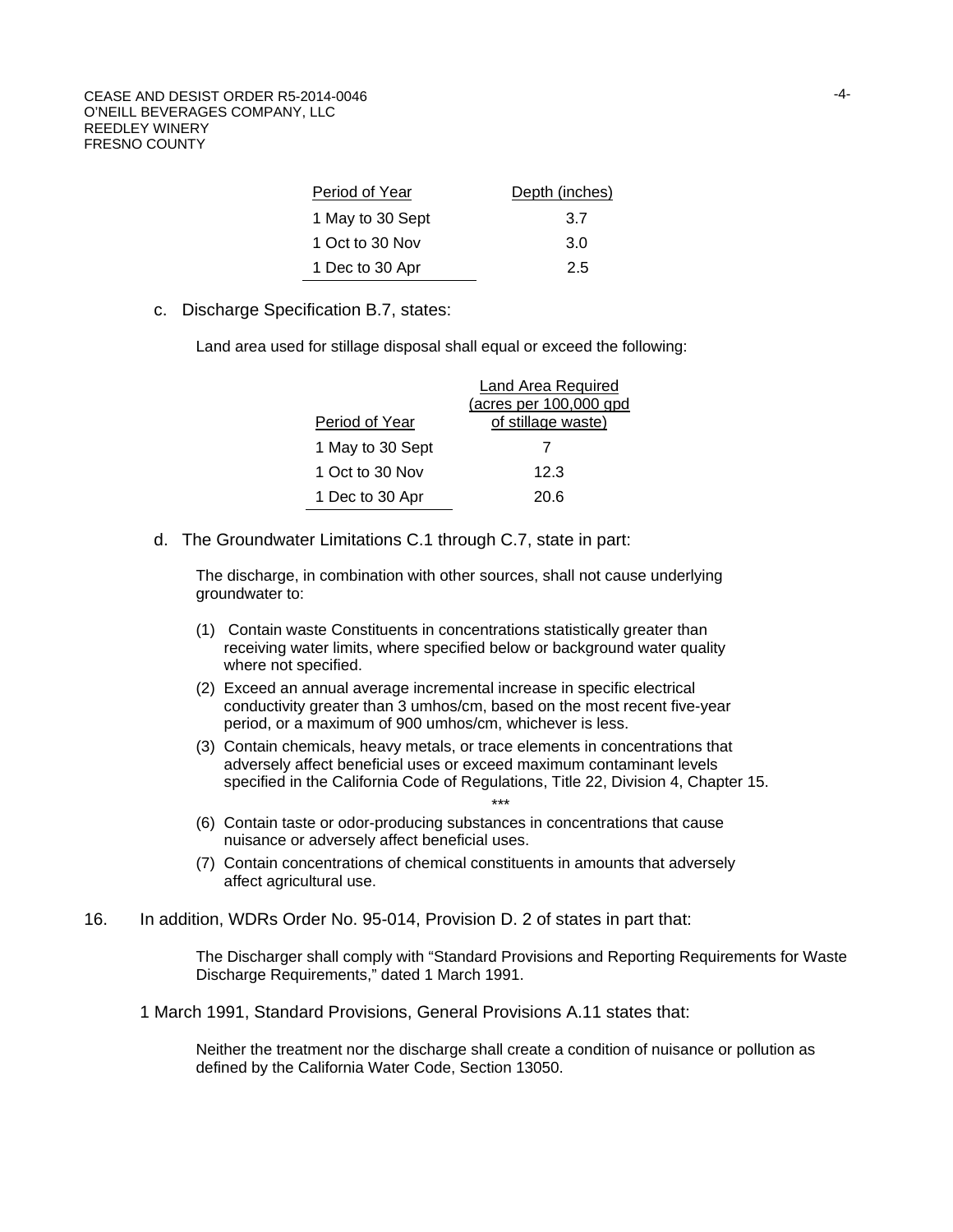| Period of Year | Depth (inches) |
| --- | --- |
| 1 May to 30 Sept | 3.7 |
| 1 Oct to 30 Nov | 3.0 |
| 1 Dec to 30 Apr | 2.5 |

c. Discharge Specification B.7, states:

Land area used for stillage disposal shall equal or exceed the following:

| Period of Year | Land Area Required (acres per 100,000 gpd of stillage waste) |
| --- | --- |
| 1 May to 30 Sept | 7 |
| 1 Oct to 30 Nov | 12.3 |
| 1 Dec to 30 Apr | 20.6 |

d. The Groundwater Limitations C.1 through C.7, state in part:

The discharge, in combination with other sources, shall not cause underlying groundwater to:

(1) Contain waste Constituents in concentrations statistically greater than receiving water limits, where specified below or background water quality where not specified.

(2) Exceed an annual average incremental increase in specific electrical conductivity greater than 3 umhos/cm, based on the most recent five-year period, or a maximum of 900 umhos/cm, whichever is less.

(3) Contain chemicals, heavy metals, or trace elements in concentrations that adversely affect beneficial uses or exceed maximum contaminant levels specified in the California Code of Regulations, Title 22, Division 4, Chapter 15.

\*\*\*

(6) Contain taste or odor-producing substances in concentrations that cause nuisance or adversely affect beneficial uses.

(7) Contain concentrations of chemical constituents in amounts that adversely affect agricultural use.

16. In addition, WDRs Order No. 95-014, Provision D. 2 of states in part that:

The Discharger shall comply with "Standard Provisions and Reporting Requirements for Waste Discharge Requirements," dated 1 March 1991.

1 March 1991, Standard Provisions, General Provisions A.11 states that:

Neither the treatment nor the discharge shall create a condition of nuisance or pollution as defined by the California Water Code, Section 13050.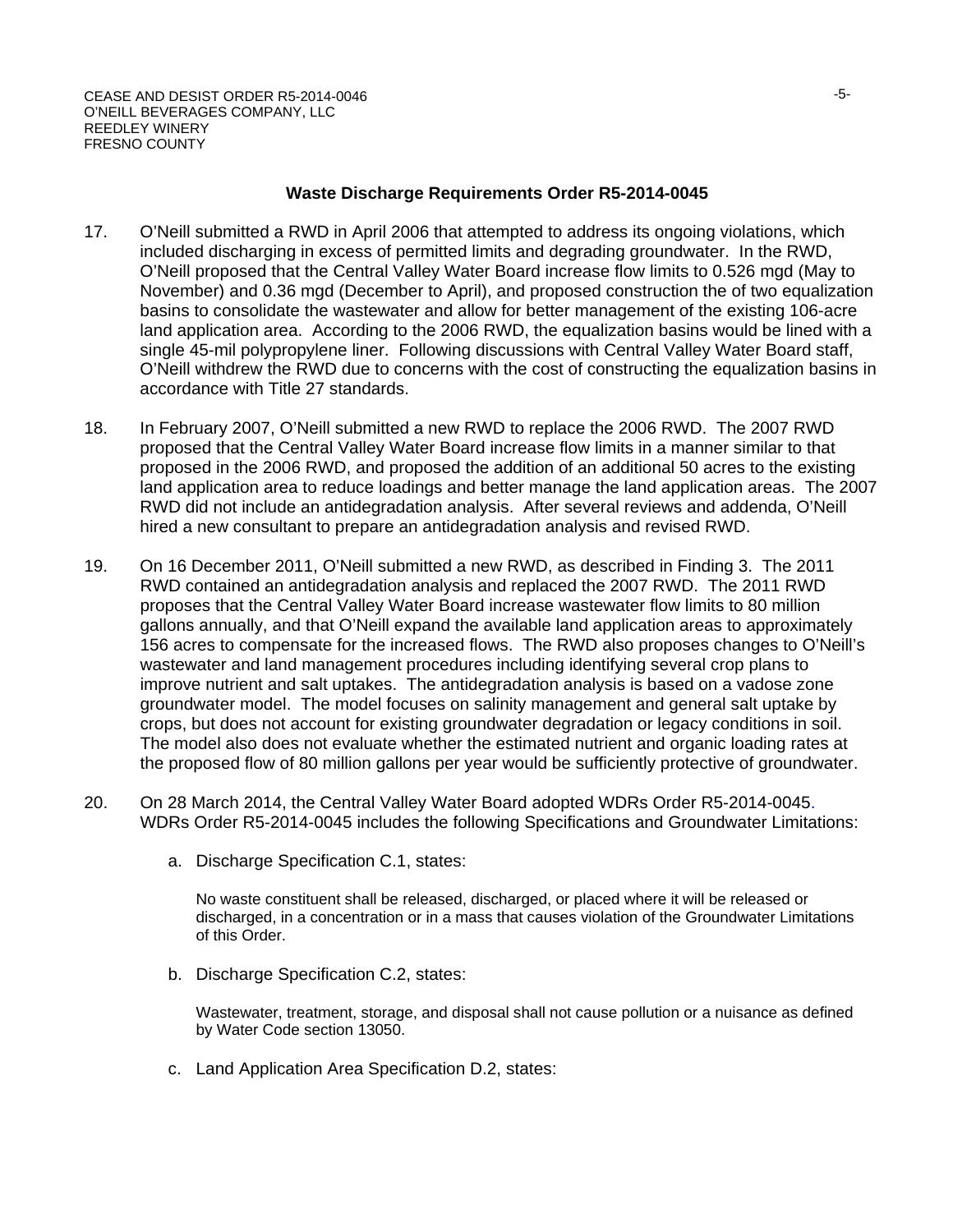### Waste Discharge Requirements Order R5-2014-0045

17. O'Neill submitted a RWD in April 2006 that attempted to address its ongoing violations, which included discharging in excess of permitted limits and degrading groundwater. In the RWD, O'Neill proposed that the Central Valley Water Board increase flow limits to 0.526 mgd (May to November) and 0.36 mgd (December to April), and proposed construction the of two equalization basins to consolidate the wastewater and allow for better management of the existing 106-acre land application area. According to the 2006 RWD, the equalization basins would be lined with a single 45-mil polypropylene liner. Following discussions with Central Valley Water Board staff, O'Neill withdrew the RWD due to concerns with the cost of constructing the equalization basins in accordance with Title 27 standards.

18. In February 2007, O'Neill submitted a new RWD to replace the 2006 RWD. The 2007 RWD proposed that the Central Valley Water Board increase flow limits in a manner similar to that proposed in the 2006 RWD, and proposed the addition of an additional 50 acres to the existing land application area to reduce loadings and better manage the land application areas. The 2007 RWD did not include an antidegradation analysis. After several reviews and addenda, O'Neill hired a new consultant to prepare an antidegradation analysis and revised RWD.

19. On 16 December 2011, O'Neill submitted a new RWD, as described in Finding 3. The 2011 RWD contained an antidegradation analysis and replaced the 2007 RWD. The 2011 RWD proposes that the Central Valley Water Board increase wastewater flow limits to 80 million gallons annually, and that O'Neill expand the available land application areas to approximately 156 acres to compensate for the increased flows. The RWD also proposes changes to O'Neill's wastewater and land management procedures including identifying several crop plans to improve nutrient and salt uptakes. The antidegradation analysis is based on a vadose zone groundwater model. The model focuses on salinity management and general salt uptake by crops, but does not account for existing groundwater degradation or legacy conditions in soil. The model also does not evaluate whether the estimated nutrient and organic loading rates at the proposed flow of 80 million gallons per year would be sufficiently protective of groundwater.

20. On 28 March 2014, the Central Valley Water Board adopted WDRs Order R5-2014-0045. WDRs Order R5-2014-0045 includes the following Specifications and Groundwater Limitations:

    a. Discharge Specification C.1, states:

       No waste constituent shall be released, discharged, or placed where it will be released or discharged, in a concentration or in a mass that causes violation of the Groundwater Limitations of this Order.

    b. Discharge Specification C.2, states:

       Wastewater, treatment, storage, and disposal shall not cause pollution or a nuisance as defined by Water Code section 13050.

    c. Land Application Area Specification D.2, states: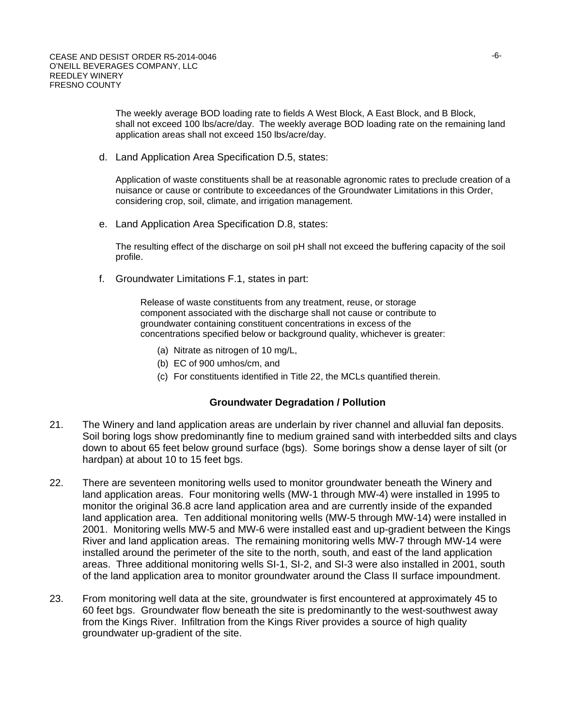The weekly average BOD loading rate to fields A West Block, A East Block, and B Block, shall not exceed 100 lbs/acre/day. The weekly average BOD loading rate on the remaining land application areas shall not exceed 150 lbs/acre/day.

d. Land Application Area Specification D.5, states:

   Application of waste constituents shall be at reasonable agronomic rates to preclude creation of a nuisance or cause or contribute to exceedances of the Groundwater Limitations in this Order, considering crop, soil, climate, and irrigation management.

e. Land Application Area Specification D.8, states:

   The resulting effect of the discharge on soil pH shall not exceed the buffering capacity of the soil profile.

f. Groundwater Limitations F.1, states in part:

   Release of waste constituents from any treatment, reuse, or storage component associated with the discharge shall not cause or contribute to groundwater containing constituent concentrations in excess of the concentrations specified below or background quality, whichever is greater:

   (a) Nitrate as nitrogen of 10 mg/L,
   (b) EC of 900 umhos/cm, and
   (c) For constituents identified in Title 22, the MCLs quantified therein.

**Groundwater Degradation / Pollution**

21. The Winery and land application areas are underlain by river channel and alluvial fan deposits. Soil boring logs show predominantly fine to medium grained sand with interbedded silts and clays down to about 65 feet below ground surface (bgs). Some borings show a dense layer of silt (or hardpan) at about 10 to 15 feet bgs.

22. There are seventeen monitoring wells used to monitor groundwater beneath the Winery and land application areas. Four monitoring wells (MW-1 through MW-4) were installed in 1995 to monitor the original 36.8 acre land application area and are currently inside of the expanded land application area. Ten additional monitoring wells (MW-5 through MW-14) were installed in 2001. Monitoring wells MW-5 and MW-6 were installed east and up-gradient between the Kings River and land application areas. The remaining monitoring wells MW-7 through MW-14 were installed around the perimeter of the site to the north, south, and east of the land application areas. Three additional monitoring wells SI-1, SI-2, and SI-3 were also installed in 2001, south of the land application area to monitor groundwater around the Class II surface impoundment.

23. From monitoring well data at the site, groundwater is first encountered at approximately 45 to 60 feet bgs. Groundwater flow beneath the site is predominantly to the west-southwest away from the Kings River. Infiltration from the Kings River provides a source of high quality groundwater up-gradient of the site.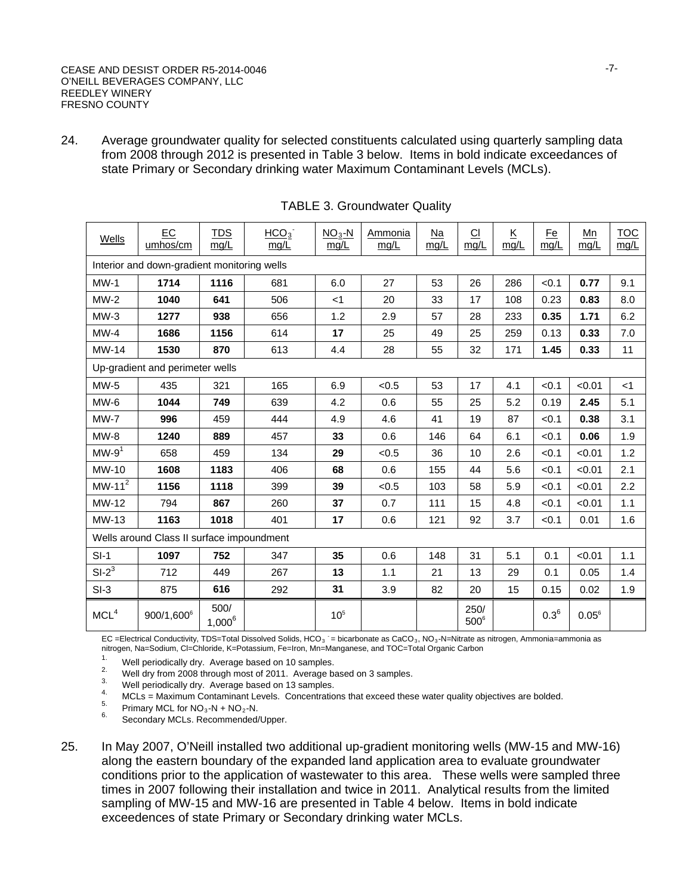24. Average groundwater quality for selected constituents calculated using quarterly sampling data from 2008 through 2012 is presented in Table 3 below. Items in bold indicate exceedances of state Primary or Secondary drinking water Maximum Contaminant Levels (MCLs).

TABLE 3. Groundwater Quality

| Wells | EC umhos/cm | TDS mg/L | $HCO_3^-$ mg/L | $NO_3$-N mg/L | Ammonia mg/L | Na mg/L | Cl mg/L | K mg/L | Fe mg/L | Mn mg/L | TOC mg/L |
|---|---|---|---|---|---|---|---|---|---|---|---|
| Interior and down-gradient monitoring wells | | | | | | | | | | | |
| MW-1 | **1714** | **1116** | 681 | 6.0 | 27 | 53 | 26 | 286 | <0.1 | **0.77** | 9.1 |
| MW-2 | **1040** | **641** | 506 | <1 | 20 | 33 | 17 | 108 | 0.23 | **0.83** | 8.0 |
| MW-3 | **1277** | **938** | 656 | 1.2 | 2.9 | 57 | 28 | 233 | **0.35** | **1.71** | 6.2 |
| MW-4 | **1686** | **1156** | 614 | **17** | 25 | 49 | 25 | 259 | 0.13 | **0.33** | 7.0 |
| MW-14 | **1530** | **870** | 613 | 4.4 | 28 | 55 | 32 | 171 | **1.45** | **0.33** | 11 |
| Up-gradient and perimeter wells | | | | | | | | | | | |
| MW-5 | 435 | 321 | 165 | 6.9 | <0.5 | 53 | 17 | 4.1 | <0.1 | <0.01 | <1 |
| MW-6 | **1044** | **749** | 639 | 4.2 | 0.6 | 55 | 25 | 5.2 | 0.19 | **2.45** | 5.1 |
| MW-7 | **996** | 459 | 444 | 4.9 | 4.6 | 41 | 19 | 87 | <0.1 | **0.38** | 3.1 |
| MW-8 | **1240** | **889** | 457 | **33** | 0.6 | 146 | 64 | 6.1 | <0.1 | **0.06** | 1.9 |
| MW-9[1] | 658 | 459 | 134 | **29** | <0.5 | 36 | 10 | 2.6 | <0.1 | <0.01 | 1.2 |
| MW-10 | **1608** | **1183** | 406 | **68** | 0.6 | 155 | 44 | 5.6 | <0.1 | <0.01 | 2.1 |
| MW-11[2] | **1156** | **1118** | 399 | **39** | <0.5 | 103 | 58 | 5.9 | <0.1 | <0.01 | 2.2 |
| MW-12 | 794 | **867** | 260 | **37** | 0.7 | 111 | 15 | 4.8 | <0.1 | <0.01 | 1.1 |
| MW-13 | **1163** | **1018** | 401 | **17** | 0.6 | 121 | 92 | 3.7 | <0.1 | 0.01 | 1.6 |
| Wells around Class II surface impoundment | | | | | | | | | | | |
| SI-1 | **1097** | **752** | 347 | **35** | 0.6 | 148 | 31 | 5.1 | 0.1 | <0.01 | 1.1 |
| SI-2[3] | 712 | 449 | 267 | **13** | 1.1 | 21 | 13 | 29 | 0.1 | 0.05 | 1.4 |
| SI-3 | 875 | **616** | 292 | **31** | 3.9 | 82 | 20 | 15 | 0.15 | 0.02 | 1.9 |
| MCL[4] | 900/1,600[6] | 500/ 1,000[6] | | 10[5] | | | 250/ 500[6] | | 0.3[6] | 0.05[6] | |

EC =Electrical Conductivity, TDS=Total Dissolved Solids, $HCO_3^-$ = bicarbonate as $CaCO_3$, $NO_3$-N=Nitrate as nitrogen, Ammonia=ammonia as nitrogen, Na=Sodium, Cl=Chloride, K=Potassium, Fe=Iron, Mn=Manganese, and TOC=Total Organic Carbon

1. Well periodically dry. Average based on 10 samples.
2. Well dry from 2008 through most of 2011. Average based on 3 samples.
3. Well periodically dry. Average based on 13 samples.
4. MCLs = Maximum Contaminant Levels. Concentrations that exceed these water quality objectives are bolded.
5. Primary MCL for $NO_3$-N + $NO_2$-N.
6. Secondary MCLs. Recommended/Upper.

25. In May 2007, O'Neill installed two additional up-gradient monitoring wells (MW-15 and MW-16) along the eastern boundary of the expanded land application area to evaluate groundwater conditions prior to the application of wastewater to this area. These wells were sampled three times in 2007 following their installation and twice in 2011. Analytical results from the limited sampling of MW-15 and MW-16 are presented in Table 4 below. Items in bold indicate exceedences of state Primary or Secondary drinking water MCLs.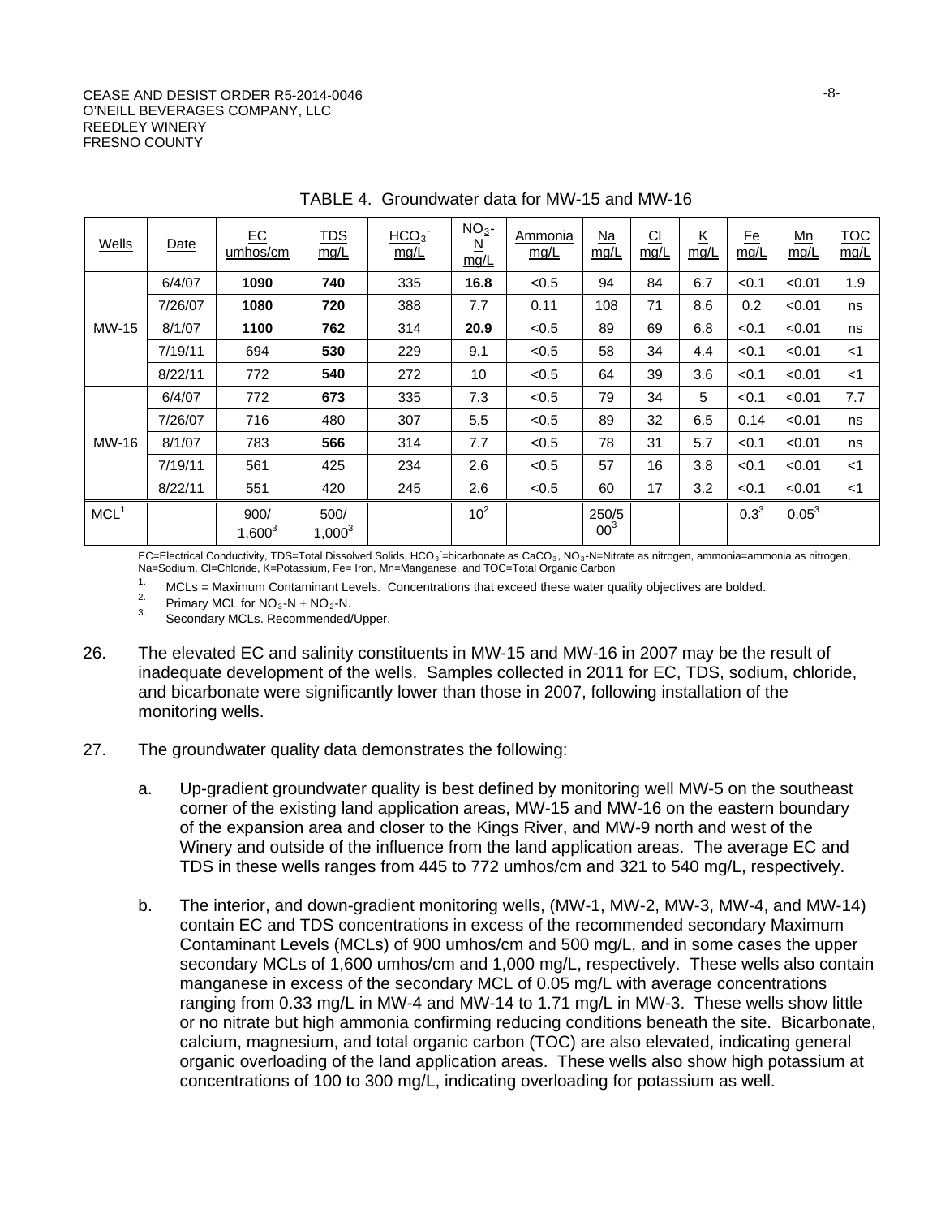TABLE 4. Groundwater data for MW-15 and MW-16

| Wells | Date | EC umhos/cm | TDS mg/L | $HCO_3^-$ mg/L | $NO_3$-N mg/L | Ammonia mg/L | Na mg/L | Cl mg/L | K mg/L | Fe mg/L | Mn mg/L | TOC mg/L |
|---|---|---|---|---|---|---|---|---|---|---|---|---|
| MW-15 | 6/4/07 | **1090** | **740** | 335 | **16.8** | <0.5 | 94 | 84 | 6.7 | <0.1 | <0.01 | 1.9 |
| | 7/26/07 | **1080** | **720** | 388 | 7.7 | 0.11 | 108 | 71 | 8.6 | 0.2 | <0.01 | ns |
| | 8/1/07 | **1100** | **762** | 314 | **20.9** | <0.5 | 89 | 69 | 6.8 | <0.1 | <0.01 | ns |
| | 7/19/11 | 694 | **530** | 229 | 9.1 | <0.5 | 58 | 34 | 4.4 | <0.1 | <0.01 | <1 |
| | 8/22/11 | 772 | **540** | 272 | 10 | <0.5 | 64 | 39 | 3.6 | <0.1 | <0.01 | <1 |
| MW-16 | 6/4/07 | 772 | **673** | 335 | 7.3 | <0.5 | 79 | 34 | 5 | <0.1 | <0.01 | 7.7 |
| | 7/26/07 | 716 | 480 | 307 | 5.5 | <0.5 | 89 | 32 | 6.5 | 0.14 | <0.01 | ns |
| | 8/1/07 | 783 | **566** | 314 | 7.7 | <0.5 | 78 | 31 | 5.7 | <0.1 | <0.01 | ns |
| | 7/19/11 | 561 | 425 | 234 | 2.6 | <0.5 | 57 | 16 | 3.8 | <0.1 | <0.01 | <1 |
| | 8/22/11 | 551 | 420 | 245 | 2.6 | <0.5 | 60 | 17 | 3.2 | <0.1 | <0.01 | <1 |
| MCL[1] | | 900/ 1,600[3] | 500/ 1,000[3] | | 10[2] | | 250/500[3] | | | 0.3[3] | 0.05[3] | |

EC=Electrical Conductivity, TDS=Total Dissolved Solids, $HCO_3^-$=bicarbonate as $CaCO_3$, $NO_3$-N=Nitrate as nitrogen, ammonia=ammonia as nitrogen, Na=Sodium, Cl=Chloride, K=Potassium, Fe= Iron, Mn=Manganese, and TOC=Total Organic Carbon

1. MCLs = Maximum Contaminant Levels. Concentrations that exceed these water quality objectives are bolded.
2. Primary MCL for $NO_3$-N + $NO_2$-N.
3. Secondary MCLs. Recommended/Upper.

26. The elevated EC and salinity constituents in MW-15 and MW-16 in 2007 may be the result of inadequate development of the wells. Samples collected in 2011 for EC, TDS, sodium, chloride, and bicarbonate were significantly lower than those in 2007, following installation of the monitoring wells.

27. The groundwater quality data demonstrates the following:

    a. Up-gradient groundwater quality is best defined by monitoring well MW-5 on the southeast corner of the existing land application areas, MW-15 and MW-16 on the eastern boundary of the expansion area and closer to the Kings River, and MW-9 north and west of the Winery and outside of the influence from the land application areas. The average EC and TDS in these wells ranges from 445 to 772 umhos/cm and 321 to 540 mg/L, respectively.

    b. The interior, and down-gradient monitoring wells, (MW-1, MW-2, MW-3, MW-4, and MW-14) contain EC and TDS concentrations in excess of the recommended secondary Maximum Contaminant Levels (MCLs) of 900 umhos/cm and 500 mg/L, and in some cases the upper secondary MCLs of 1,600 umhos/cm and 1,000 mg/L, respectively. These wells also contain manganese in excess of the secondary MCL of 0.05 mg/L with average concentrations ranging from 0.33 mg/L in MW-4 and MW-14 to 1.71 mg/L in MW-3. These wells show little or no nitrate but high ammonia confirming reducing conditions beneath the site. Bicarbonate, calcium, magnesium, and total organic carbon (TOC) are also elevated, indicating general organic overloading of the land application areas. These wells also show high potassium at concentrations of 100 to 300 mg/L, indicating overloading for potassium as well.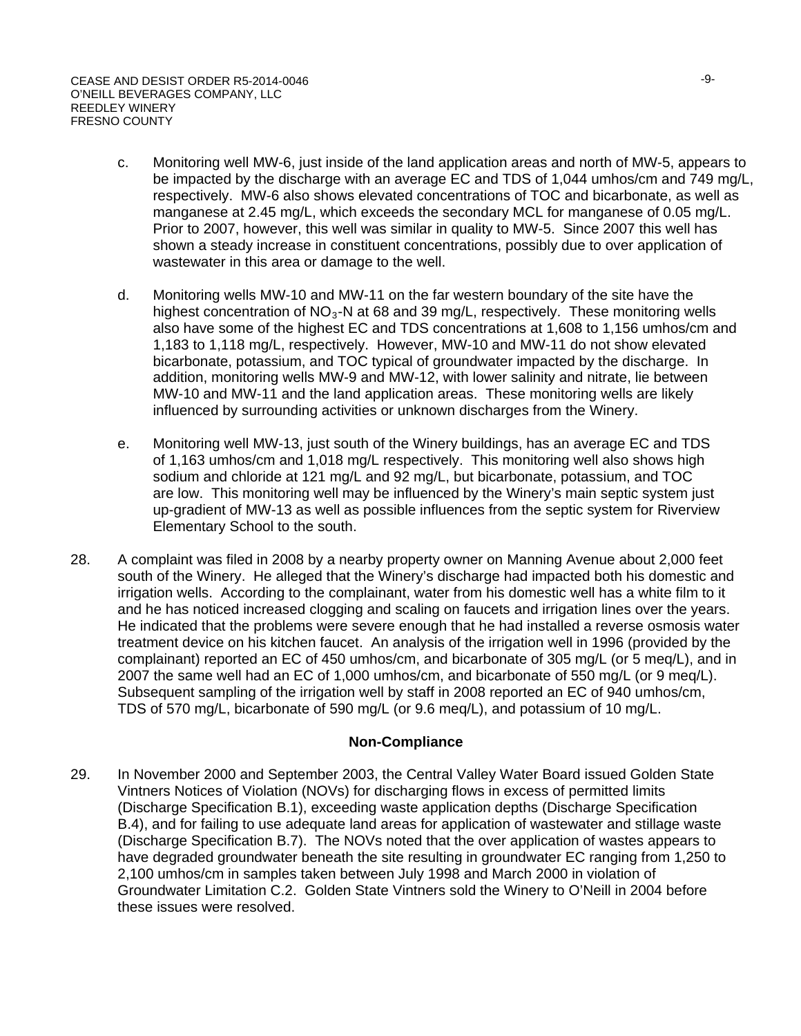c. Monitoring well MW-6, just inside of the land application areas and north of MW-5, appears to be impacted by the discharge with an average EC and TDS of 1,044 umhos/cm and 749 mg/L, respectively. MW-6 also shows elevated concentrations of TOC and bicarbonate, as well as manganese at 2.45 mg/L, which exceeds the secondary MCL for manganese of 0.05 mg/L. Prior to 2007, however, this well was similar in quality to MW-5. Since 2007 this well has shown a steady increase in constituent concentrations, possibly due to over application of wastewater in this area or damage to the well.

d. Monitoring wells MW-10 and MW-11 on the far western boundary of the site have the highest concentration of $NO_3$-N at 68 and 39 mg/L, respectively. These monitoring wells also have some of the highest EC and TDS concentrations at 1,608 to 1,156 umhos/cm and 1,183 to 1,118 mg/L, respectively. However, MW-10 and MW-11 do not show elevated bicarbonate, potassium, and TOC typical of groundwater impacted by the discharge. In addition, monitoring wells MW-9 and MW-12, with lower salinity and nitrate, lie between MW-10 and MW-11 and the land application areas. These monitoring wells are likely influenced by surrounding activities or unknown discharges from the Winery.

e. Monitoring well MW-13, just south of the Winery buildings, has an average EC and TDS of 1,163 umhos/cm and 1,018 mg/L respectively. This monitoring well also shows high sodium and chloride at 121 mg/L and 92 mg/L, but bicarbonate, potassium, and TOC are low. This monitoring well may be influenced by the Winery's main septic system just up-gradient of MW-13 as well as possible influences from the septic system for Riverview Elementary School to the south.

28. A complaint was filed in 2008 by a nearby property owner on Manning Avenue about 2,000 feet south of the Winery. He alleged that the Winery's discharge had impacted both his domestic and irrigation wells. According to the complainant, water from his domestic well has a white film to it and he has noticed increased clogging and scaling on faucets and irrigation lines over the years. He indicated that the problems were severe enough that he had installed a reverse osmosis water treatment device on his kitchen faucet. An analysis of the irrigation well in 1996 (provided by the complainant) reported an EC of 450 umhos/cm, and bicarbonate of 305 mg/L (or 5 meq/L), and in 2007 the same well had an EC of 1,000 umhos/cm, and bicarbonate of 550 mg/L (or 9 meq/L). Subsequent sampling of the irrigation well by staff in 2008 reported an EC of 940 umhos/cm, TDS of 570 mg/L, bicarbonate of 590 mg/L (or 9.6 meq/L), and potassium of 10 mg/L.

**Non-Compliance**

29. In November 2000 and September 2003, the Central Valley Water Board issued Golden State Vintners Notices of Violation (NOVs) for discharging flows in excess of permitted limits (Discharge Specification B.1), exceeding waste application depths (Discharge Specification B.4), and for failing to use adequate land areas for application of wastewater and stillage waste (Discharge Specification B.7). The NOVs noted that the over application of wastes appears to have degraded groundwater beneath the site resulting in groundwater EC ranging from 1,250 to 2,100 umhos/cm in samples taken between July 1998 and March 2000 in violation of Groundwater Limitation C.2. Golden State Vintners sold the Winery to O'Neill in 2004 before these issues were resolved.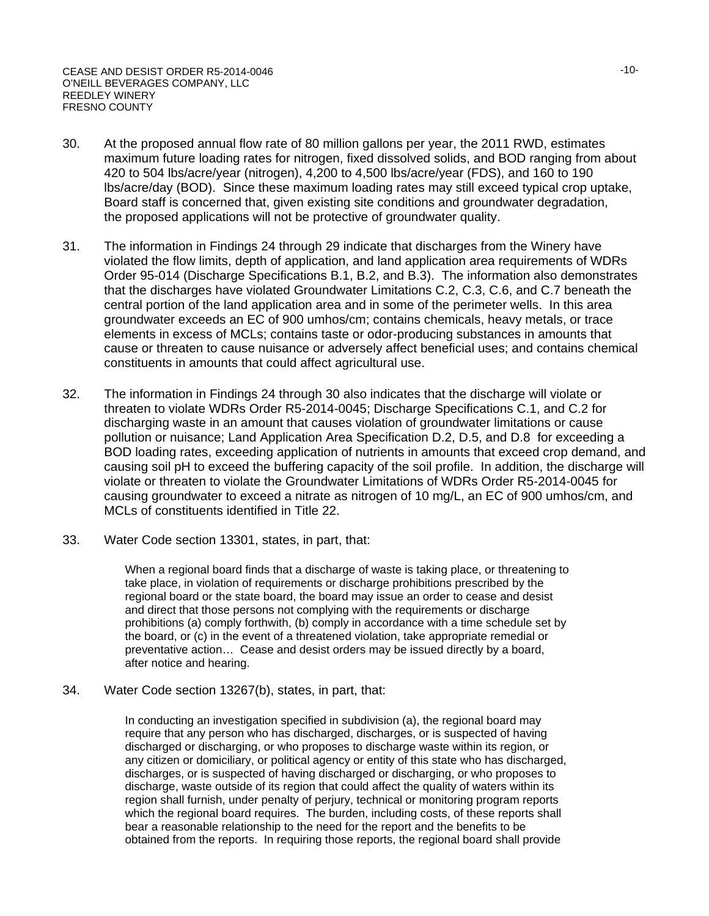30. At the proposed annual flow rate of 80 million gallons per year, the 2011 RWD, estimates maximum future loading rates for nitrogen, fixed dissolved solids, and BOD ranging from about 420 to 504 lbs/acre/year (nitrogen), 4,200 to 4,500 lbs/acre/year (FDS), and 160 to 190 lbs/acre/day (BOD). Since these maximum loading rates may still exceed typical crop uptake, Board staff is concerned that, given existing site conditions and groundwater degradation, the proposed applications will not be protective of groundwater quality.

31. The information in Findings 24 through 29 indicate that discharges from the Winery have violated the flow limits, depth of application, and land application area requirements of WDRs Order 95-014 (Discharge Specifications B.1, B.2, and B.3). The information also demonstrates that the discharges have violated Groundwater Limitations C.2, C.3, C.6, and C.7 beneath the central portion of the land application area and in some of the perimeter wells. In this area groundwater exceeds an EC of 900 umhos/cm; contains chemicals, heavy metals, or trace elements in excess of MCLs; contains taste or odor-producing substances in amounts that cause or threaten to cause nuisance or adversely affect beneficial uses; and contains chemical constituents in amounts that could affect agricultural use.

32. The information in Findings 24 through 30 also indicates that the discharge will violate or threaten to violate WDRs Order R5-2014-0045; Discharge Specifications C.1, and C.2 for discharging waste in an amount that causes violation of groundwater limitations or cause pollution or nuisance; Land Application Area Specification D.2, D.5, and D.8 for exceeding a BOD loading rates, exceeding application of nutrients in amounts that exceed crop demand, and causing soil pH to exceed the buffering capacity of the soil profile. In addition, the discharge will violate or threaten to violate the Groundwater Limitations of WDRs Order R5-2014-0045 for causing groundwater to exceed a nitrate as nitrogen of 10 mg/L, an EC of 900 umhos/cm, and MCLs of constituents identified in Title 22.

33. Water Code section 13301, states, in part, that:

> When a regional board finds that a discharge of waste is taking place, or threatening to take place, in violation of requirements or discharge prohibitions prescribed by the regional board or the state board, the board may issue an order to cease and desist and direct that those persons not complying with the requirements or discharge prohibitions (a) comply forthwith, (b) comply in accordance with a time schedule set by the board, or (c) in the event of a threatened violation, take appropriate remedial or preventative action… Cease and desist orders may be issued directly by a board, after notice and hearing.

34. Water Code section 13267(b), states, in part, that:

> In conducting an investigation specified in subdivision (a), the regional board may require that any person who has discharged, discharges, or is suspected of having discharged or discharging, or who proposes to discharge waste within its region, or any citizen or domiciliary, or political agency or entity of this state who has discharged, discharges, or is suspected of having discharged or discharging, or who proposes to discharge, waste outside of its region that could affect the quality of waters within its region shall furnish, under penalty of perjury, technical or monitoring program reports which the regional board requires. The burden, including costs, of these reports shall bear a reasonable relationship to the need for the report and the benefits to be obtained from the reports. In requiring those reports, the regional board shall provide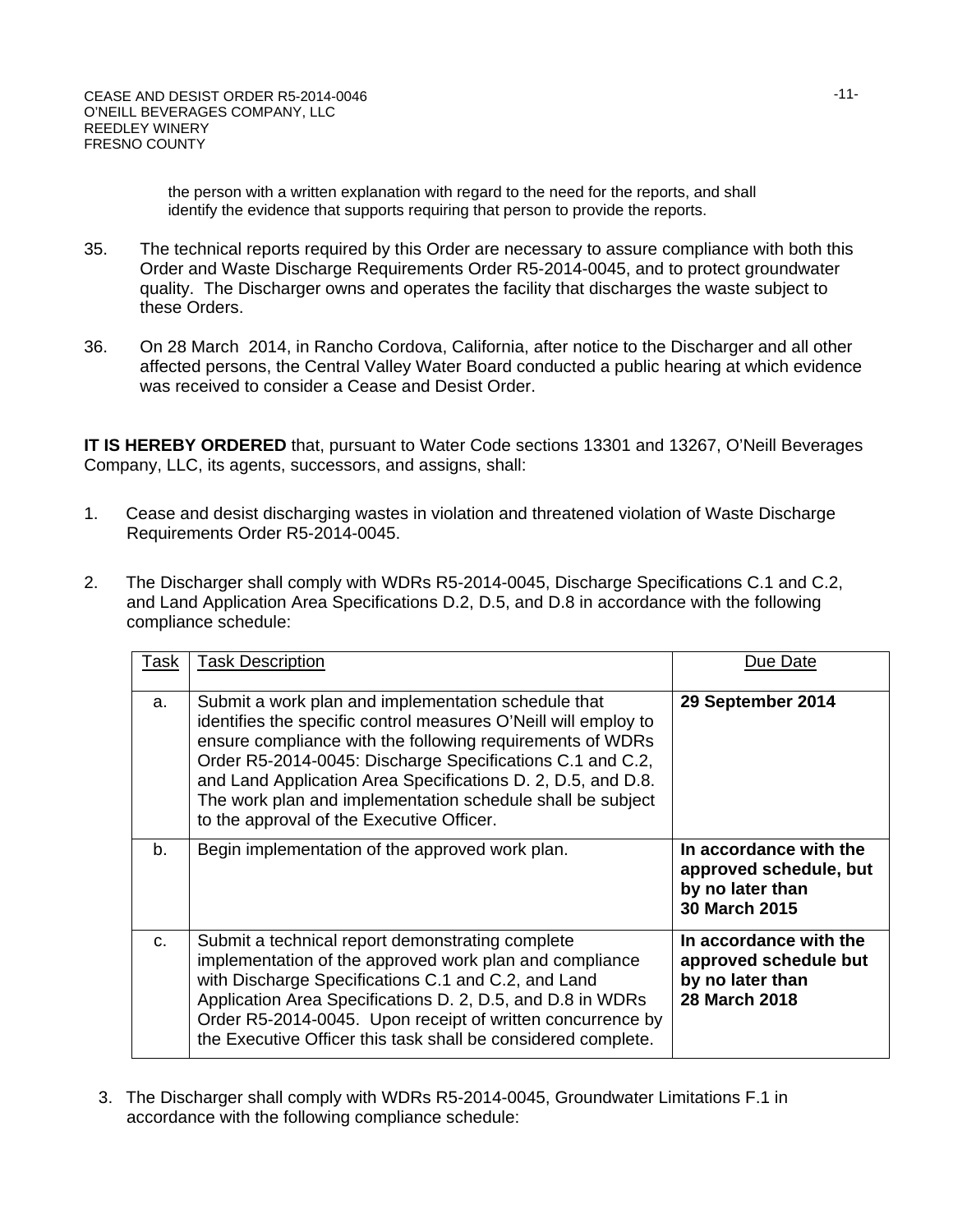the person with a written explanation with regard to the need for the reports, and shall identify the evidence that supports requiring that person to provide the reports.

35. The technical reports required by this Order are necessary to assure compliance with both this Order and Waste Discharge Requirements Order R5-2014-0045, and to protect groundwater quality. The Discharger owns and operates the facility that discharges the waste subject to these Orders.

36. On 28 March 2014, in Rancho Cordova, California, after notice to the Discharger and all other affected persons, the Central Valley Water Board conducted a public hearing at which evidence was received to consider a Cease and Desist Order.

**IT IS HEREBY ORDERED** that, pursuant to Water Code sections 13301 and 13267, O'Neill Beverages Company, LLC, its agents, successors, and assigns, shall:

1. Cease and desist discharging wastes in violation and threatened violation of Waste Discharge Requirements Order R5-2014-0045.

2. The Discharger shall comply with WDRs R5-2014-0045, Discharge Specifications C.1 and C.2, and Land Application Area Specifications D.2, D.5, and D.8 in accordance with the following compliance schedule:

| Task | Task Description | Due Date |
|---|---|---|
| a. | Submit a work plan and implementation schedule that identifies the specific control measures O'Neill will employ to ensure compliance with the following requirements of WDRs Order R5-2014-0045: Discharge Specifications C.1 and C.2, and Land Application Area Specifications D. 2, D.5, and D.8. The work plan and implementation schedule shall be subject to the approval of the Executive Officer. | **29 September 2014** |
| b. | Begin implementation of the approved work plan. | **In accordance with the approved schedule, but by no later than 30 March 2015** |
| c. | Submit a technical report demonstrating complete implementation of the approved work plan and compliance with Discharge Specifications C.1 and C.2, and Land Application Area Specifications D. 2, D.5, and D.8 in WDRs Order R5-2014-0045. Upon receipt of written concurrence by the Executive Officer this task shall be considered complete. | **In accordance with the approved schedule but by no later than 28 March 2018** |

3. The Discharger shall comply with WDRs R5-2014-0045, Groundwater Limitations F.1 in accordance with the following compliance schedule: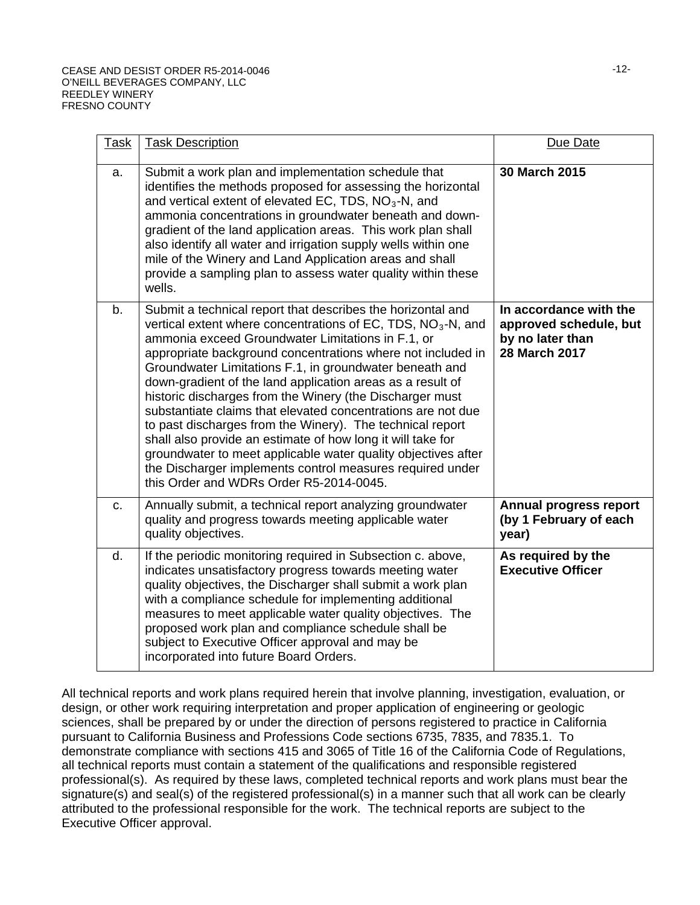| Task | Task Description | Due Date |
|---|---|---|
| a. | Submit a work plan and implementation schedule that identifies the methods proposed for assessing the horizontal and vertical extent of elevated EC, TDS, $NO_3$-N, and ammonia concentrations in groundwater beneath and down-gradient of the land application areas. This work plan shall also identify all water and irrigation supply wells within one mile of the Winery and Land Application areas and shall provide a sampling plan to assess water quality within these wells. | **30 March 2015** |
| b. | Submit a technical report that describes the horizontal and vertical extent where concentrations of EC, TDS, $NO_3$-N, and ammonia exceed Groundwater Limitations in F.1, or appropriate background concentrations where not included in Groundwater Limitations F.1, in groundwater beneath and down-gradient of the land application areas as a result of historic discharges from the Winery (the Discharger must substantiate claims that elevated concentrations are not due to past discharges from the Winery). The technical report shall also provide an estimate of how long it will take for groundwater to meet applicable water quality objectives after the Discharger implements control measures required under this Order and WDRs Order R5-2014-0045. | **In accordance with the approved schedule, but by no later than 28 March 2017** |
| c. | Annually submit, a technical report analyzing groundwater quality and progress towards meeting applicable water quality objectives. | **Annual progress report (by 1 February of each year)** |
| d. | If the periodic monitoring required in Subsection c. above, indicates unsatisfactory progress towards meeting water quality objectives, the Discharger shall submit a work plan with a compliance schedule for implementing additional measures to meet applicable water quality objectives. The proposed work plan and compliance schedule shall be subject to Executive Officer approval and may be incorporated into future Board Orders. | **As required by the Executive Officer** |

All technical reports and work plans required herein that involve planning, investigation, evaluation, or design, or other work requiring interpretation and proper application of engineering or geologic sciences, shall be prepared by or under the direction of persons registered to practice in California pursuant to California Business and Professions Code sections 6735, 7835, and 7835.1. To demonstrate compliance with sections 415 and 3065 of Title 16 of the California Code of Regulations, all technical reports must contain a statement of the qualifications and responsible registered professional(s). As required by these laws, completed technical reports and work plans must bear the signature(s) and seal(s) of the registered professional(s) in a manner such that all work can be clearly attributed to the professional responsible for the work. The technical reports are subject to the Executive Officer approval.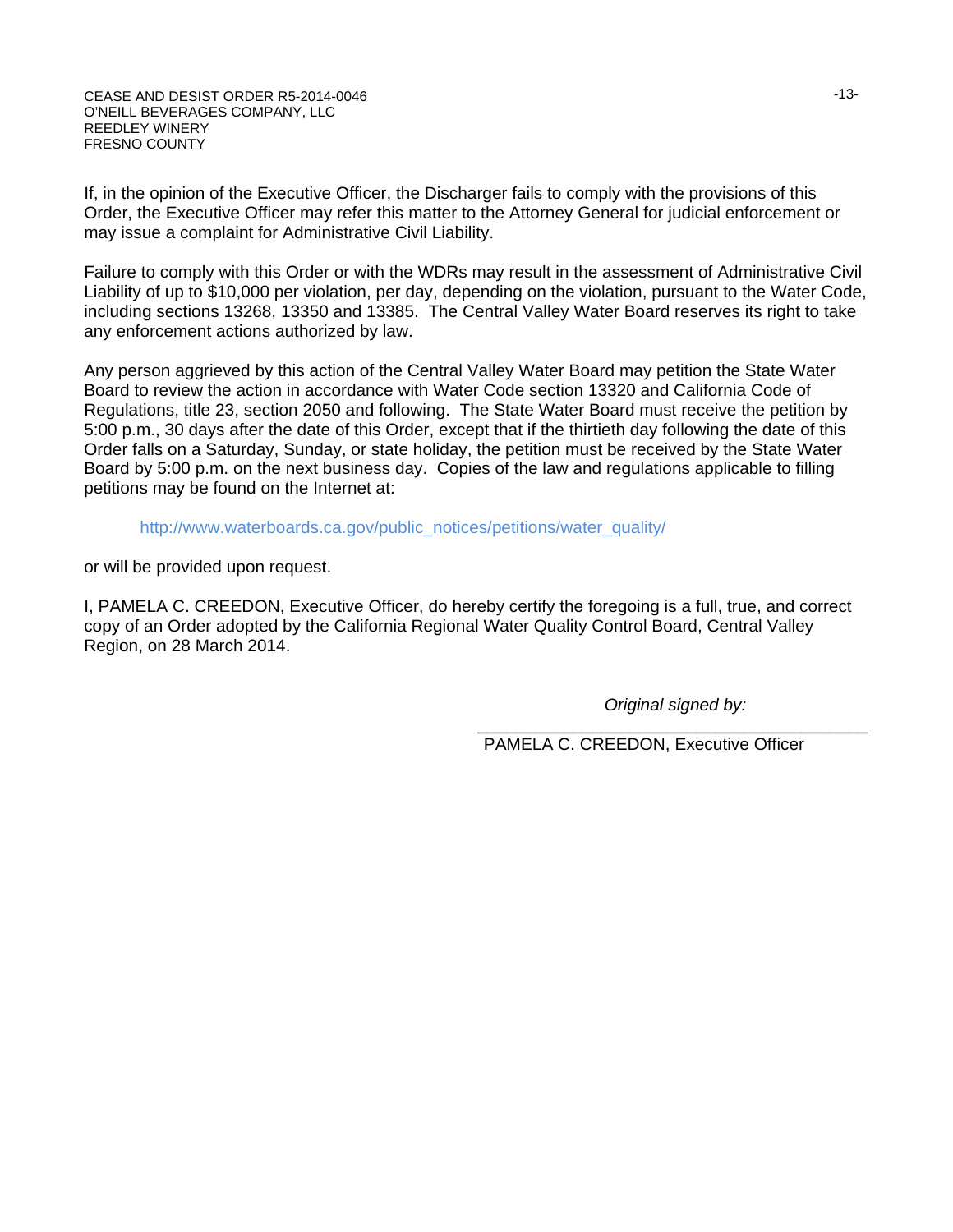If, in the opinion of the Executive Officer, the Discharger fails to comply with the provisions of this Order, the Executive Officer may refer this matter to the Attorney General for judicial enforcement or may issue a complaint for Administrative Civil Liability.

Failure to comply with this Order or with the WDRs may result in the assessment of Administrative Civil Liability of up to $10,000 per violation, per day, depending on the violation, pursuant to the Water Code, including sections 13268, 13350 and 13385. The Central Valley Water Board reserves its right to take any enforcement actions authorized by law.

Any person aggrieved by this action of the Central Valley Water Board may petition the State Water Board to review the action in accordance with Water Code section 13320 and California Code of Regulations, title 23, section 2050 and following. The State Water Board must receive the petition by 5:00 p.m., 30 days after the date of this Order, except that if the thirtieth day following the date of this Order falls on a Saturday, Sunday, or state holiday, the petition must be received by the State Water Board by 5:00 p.m. on the next business day. Copies of the law and regulations applicable to filling petitions may be found on the Internet at:

http://www.waterboards.ca.gov/public_notices/petitions/water_quality/

or will be provided upon request.

I, PAMELA C. CREEDON, Executive Officer, do hereby certify the foregoing is a full, true, and correct copy of an Order adopted by the California Regional Water Quality Control Board, Central Valley Region, on 28 March 2014.

*Original signed by:*

PAMELA C. CREEDON, Executive Officer